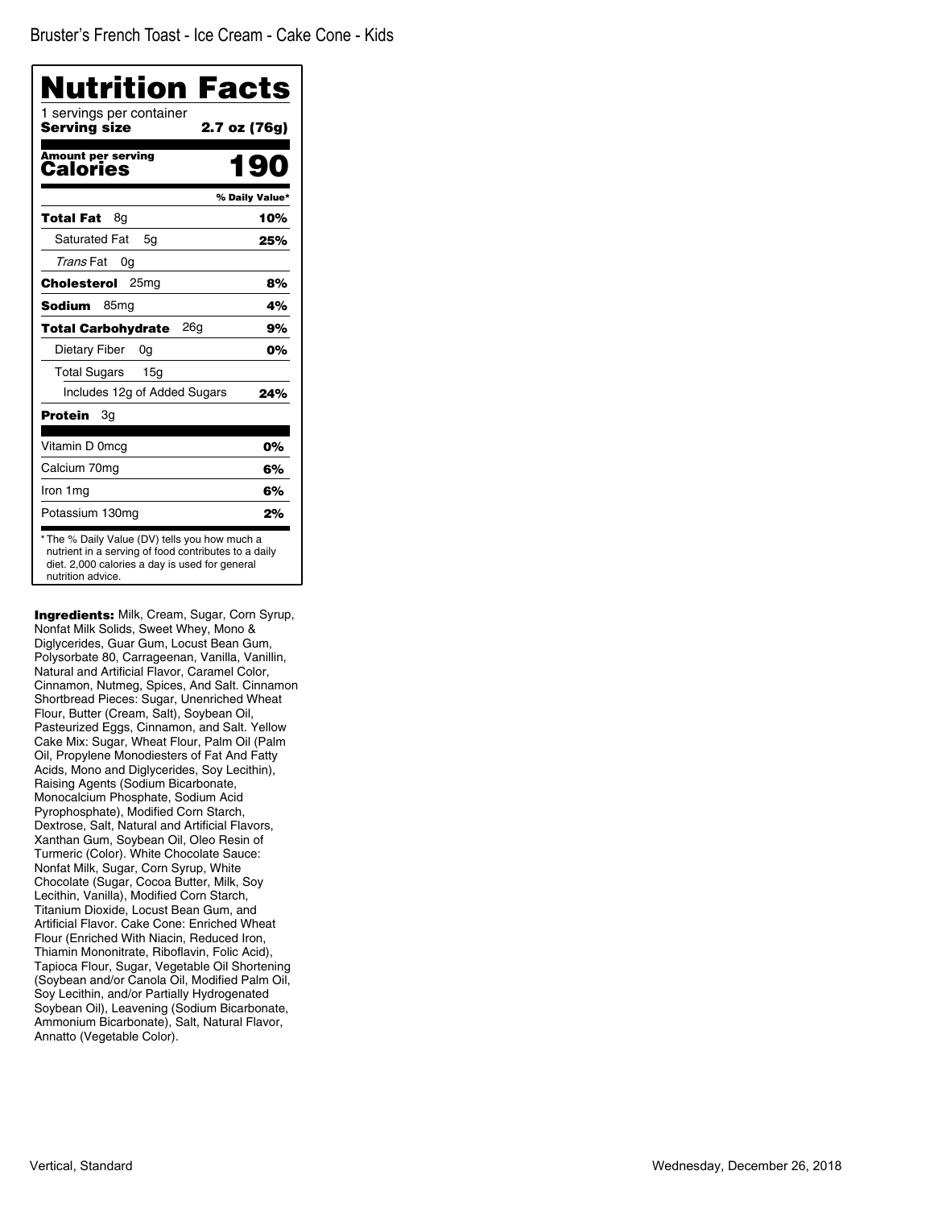Bruster's French Toast - Ice Cream - Cake Cone - Kids

# Nutrition Facts

1 servings per container

**Serving size** **2.7 oz (76g)**

**Amount per serving**

**Calories** **190**

| | % Daily Value* |
|---|---|
| **Total Fat** 8g | **10%** |
| Saturated Fat 5g | **25%** |
| *Trans* Fat 0g | |
| **Cholesterol** 25mg | **8%** |
| **Sodium** 85mg | **4%** |
| **Total Carbohydrate** 26g | **9%** |
| Dietary Fiber 0g | **0%** |
| Total Sugars 15g | |
| Includes 12g of Added Sugars | **24%** |
| **Protein** 3g | |
| Vitamin D 0mcg | **0%** |
| Calcium 70mg | **6%** |
| Iron 1mg | **6%** |
| Potassium 130mg | **2%** |

* The % Daily Value (DV) tells you how much a nutrient in a serving of food contributes to a daily diet. 2,000 calories a day is used for general nutrition advice.

**Ingredients:** Milk, Cream, Sugar, Corn Syrup, Nonfat Milk Solids, Sweet Whey, Mono & Diglycerides, Guar Gum, Locust Bean Gum, Polysorbate 80, Carrageenan, Vanilla, Vanillin, Natural and Artificial Flavor, Caramel Color, Cinnamon, Nutmeg, Spices, And Salt. Cinnamon Shortbread Pieces: Sugar, Unenriched Wheat Flour, Butter (Cream, Salt), Soybean Oil, Pasteurized Eggs, Cinnamon, and Salt. Yellow Cake Mix: Sugar, Wheat Flour, Palm Oil (Palm Oil, Propylene Monodiesters of Fat And Fatty Acids, Mono and Diglycerides, Soy Lecithin), Raising Agents (Sodium Bicarbonate, Monocalcium Phosphate, Sodium Acid Pyrophosphate), Modified Corn Starch, Dextrose, Salt, Natural and Artificial Flavors, Xanthan Gum, Soybean Oil, Oleo Resin of Turmeric (Color). White Chocolate Sauce: Nonfat Milk, Sugar, Corn Syrup, White Chocolate (Sugar, Cocoa Butter, Milk, Soy Lecithin, Vanilla), Modified Corn Starch, Titanium Dioxide, Locust Bean Gum, and Artificial Flavor. Cake Cone: Enriched Wheat Flour (Enriched With Niacin, Reduced Iron, Thiamin Mononitrate, Riboflavin, Folic Acid), Tapioca Flour, Sugar, Vegetable Oil Shortening (Soybean and/or Canola Oil, Modified Palm Oil, Soy Lecithin, and/or Partially Hydrogenated Soybean Oil), Leavening (Sodium Bicarbonate, Ammonium Bicarbonate), Salt, Natural Flavor, Annatto (Vegetable Color).

Vertical, Standard

Wednesday, December 26, 2018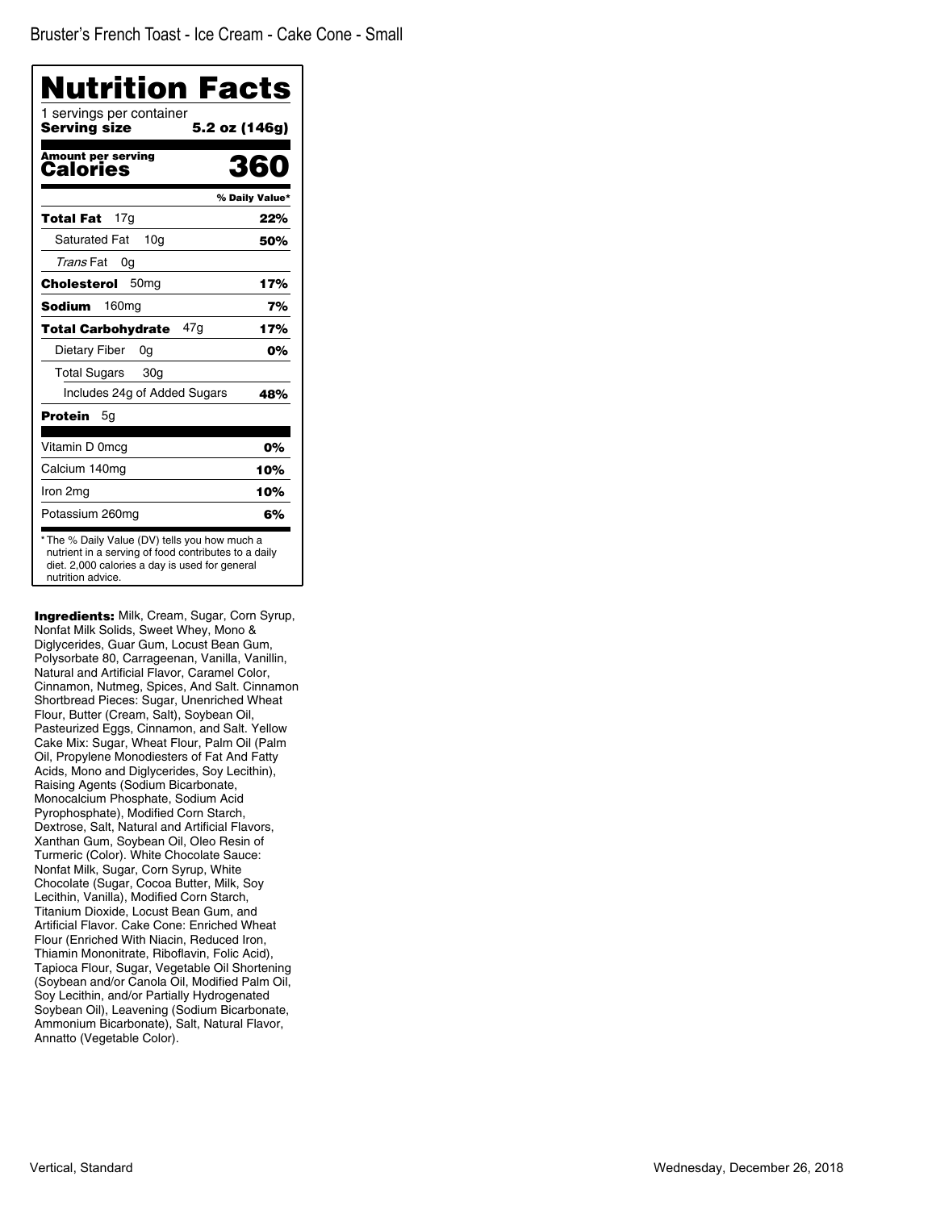Bruster's French Toast - Ice Cream - Cake Cone - Small

# Nutrition Facts

1 servings per container

**Serving size** **5.2 oz (146g)**

**Amount per serving**

**Calories** **360**

| | % Daily Value* |
|---|---|
| **Total Fat** 17g | **22%** |
| Saturated Fat 10g | **50%** |
| *Trans* Fat 0g | |
| **Cholesterol** 50mg | **17%** |
| **Sodium** 160mg | **7%** |
| **Total Carbohydrate** 47g | **17%** |
| Dietary Fiber 0g | **0%** |
| Total Sugars 30g | |
| Includes 24g of Added Sugars | **48%** |
| **Protein** 5g | |
| Vitamin D 0mcg | **0%** |
| Calcium 140mg | **10%** |
| Iron 2mg | **10%** |
| Potassium 260mg | **6%** |

* The % Daily Value (DV) tells you how much a nutrient in a serving of food contributes to a daily diet. 2,000 calories a day is used for general nutrition advice.

**Ingredients:** Milk, Cream, Sugar, Corn Syrup, Nonfat Milk Solids, Sweet Whey, Mono & Diglycerides, Guar Gum, Locust Bean Gum, Polysorbate 80, Carrageenan, Vanilla, Vanillin, Natural and Artificial Flavor, Caramel Color, Cinnamon, Nutmeg, Spices, And Salt. Cinnamon Shortbread Pieces: Sugar, Unenriched Wheat Flour, Butter (Cream, Salt), Soybean Oil, Pasteurized Eggs, Cinnamon, and Salt. Yellow Cake Mix: Sugar, Wheat Flour, Palm Oil (Palm Oil, Propylene Monodiesters of Fat And Fatty Acids, Mono and Diglycerides, Soy Lecithin), Raising Agents (Sodium Bicarbonate, Monocalcium Phosphate, Sodium Acid Pyrophosphate), Modified Corn Starch, Dextrose, Salt, Natural and Artificial Flavors, Xanthan Gum, Soybean Oil, Oleo Resin of Turmeric (Color). White Chocolate Sauce: Nonfat Milk, Sugar, Corn Syrup, White Chocolate (Sugar, Cocoa Butter, Milk, Soy Lecithin, Vanilla), Modified Corn Starch, Titanium Dioxide, Locust Bean Gum, and Artificial Flavor. Cake Cone: Enriched Wheat Flour (Enriched With Niacin, Reduced Iron, Thiamin Mononitrate, Riboflavin, Folic Acid), Tapioca Flour, Sugar, Vegetable Oil Shortening (Soybean and/or Canola Oil, Modified Palm Oil, Soy Lecithin, and/or Partially Hydrogenated Soybean Oil), Leavening (Sodium Bicarbonate, Ammonium Bicarbonate), Salt, Natural Flavor, Annatto (Vegetable Color).

Vertical, Standard

Wednesday, December 26, 2018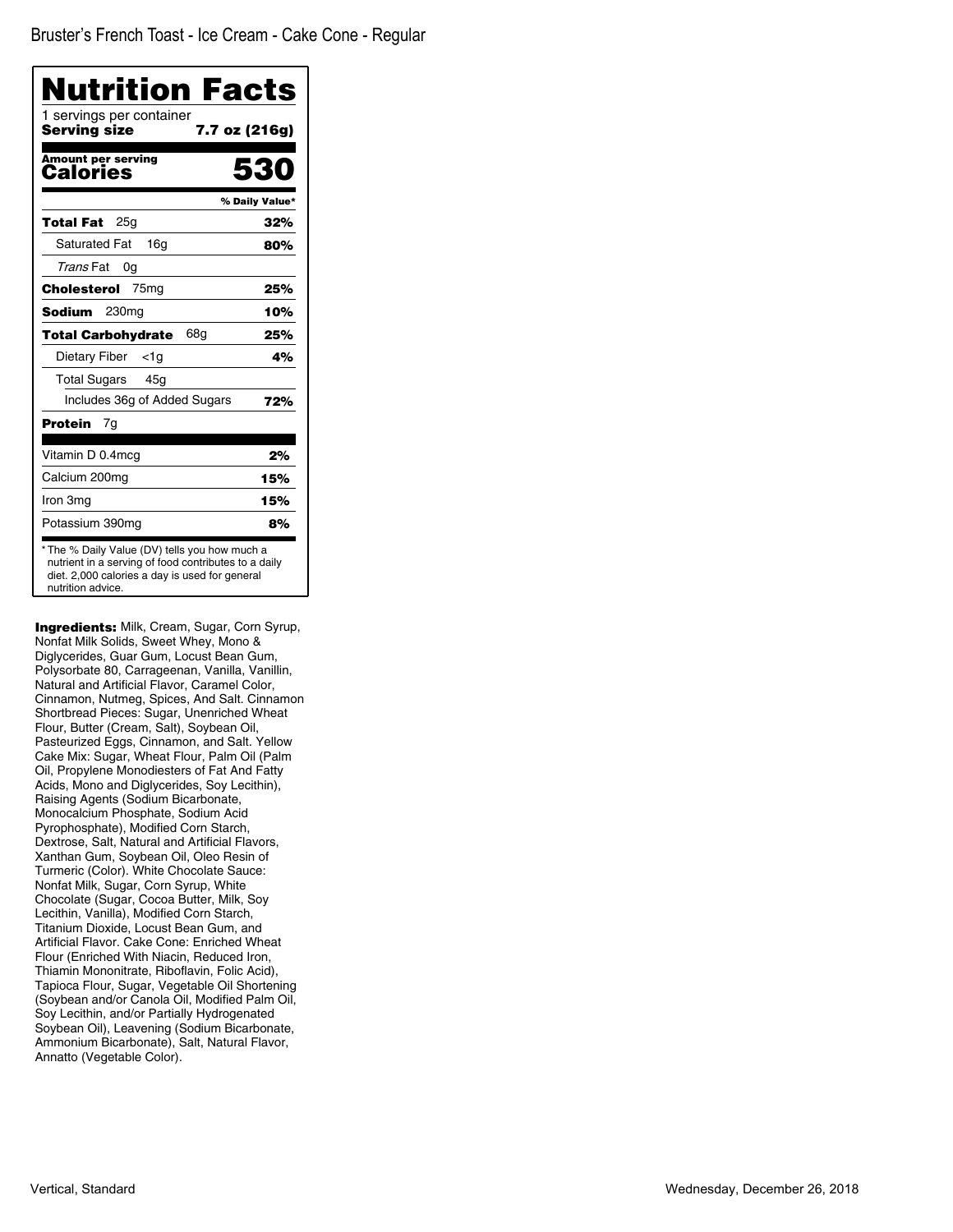# Bruster's French Toast - Ice Cream - Cake Cone - Regular

## Nutrition Facts

1 servings per container

**Serving size** 7.7 oz (216g)

**Amount per serving**
**Calories** 530

| | % Daily Value* |
|---|---|
| **Total Fat** 25g | **32%** |
| Saturated Fat 16g | **80%** |
| *Trans* Fat 0g | |
| **Cholesterol** 75mg | **25%** |
| **Sodium** 230mg | **10%** |
| **Total Carbohydrate** 68g | **25%** |
| Dietary Fiber <1g | **4%** |
| Total Sugars 45g | |
| Includes 36g of Added Sugars | **72%** |
| **Protein** 7g | |
| Vitamin D 0.4mcg | 2% |
| Calcium 200mg | 15% |
| Iron 3mg | 15% |
| Potassium 390mg | 8% |

* The % Daily Value (DV) tells you how much a nutrient in a serving of food contributes to a daily diet. 2,000 calories a day is used for general nutrition advice.

**Ingredients:** Milk, Cream, Sugar, Corn Syrup, Nonfat Milk Solids, Sweet Whey, Mono & Diglycerides, Guar Gum, Locust Bean Gum, Polysorbate 80, Carrageenan, Vanilla, Vanillin, Natural and Artificial Flavor, Caramel Color, Cinnamon, Nutmeg, Spices, And Salt. Cinnamon Shortbread Pieces: Sugar, Unenriched Wheat Flour, Butter (Cream, Salt), Soybean Oil, Pasteurized Eggs, Cinnamon, and Salt. Yellow Cake Mix: Sugar, Wheat Flour, Palm Oil (Palm Oil, Propylene Monodiesters of Fat And Fatty Acids, Mono and Diglycerides, Soy Lecithin), Raising Agents (Sodium Bicarbonate, Monocalcium Phosphate, Sodium Acid Pyrophosphate), Modified Corn Starch, Dextrose, Salt, Natural and Artificial Flavors, Xanthan Gum, Soybean Oil, Oleo Resin of Turmeric (Color). White Chocolate Sauce: Nonfat Milk, Sugar, Corn Syrup, White Chocolate (Sugar, Cocoa Butter, Milk, Soy Lecithin, Vanilla), Modified Corn Starch, Titanium Dioxide, Locust Bean Gum, and Artificial Flavor. Cake Cone: Enriched Wheat Flour (Enriched With Niacin, Reduced Iron, Thiamin Mononitrate, Riboflavin, Folic Acid), Tapioca Flour, Sugar, Vegetable Oil Shortening (Soybean and/or Canola Oil, Modified Palm Oil, Soy Lecithin, and/or Partially Hydrogenated Soybean Oil), Leavening (Sodium Bicarbonate, Ammonium Bicarbonate), Salt, Natural Flavor, Annatto (Vegetable Color).

Vertical, Standard

Wednesday, December 26, 2018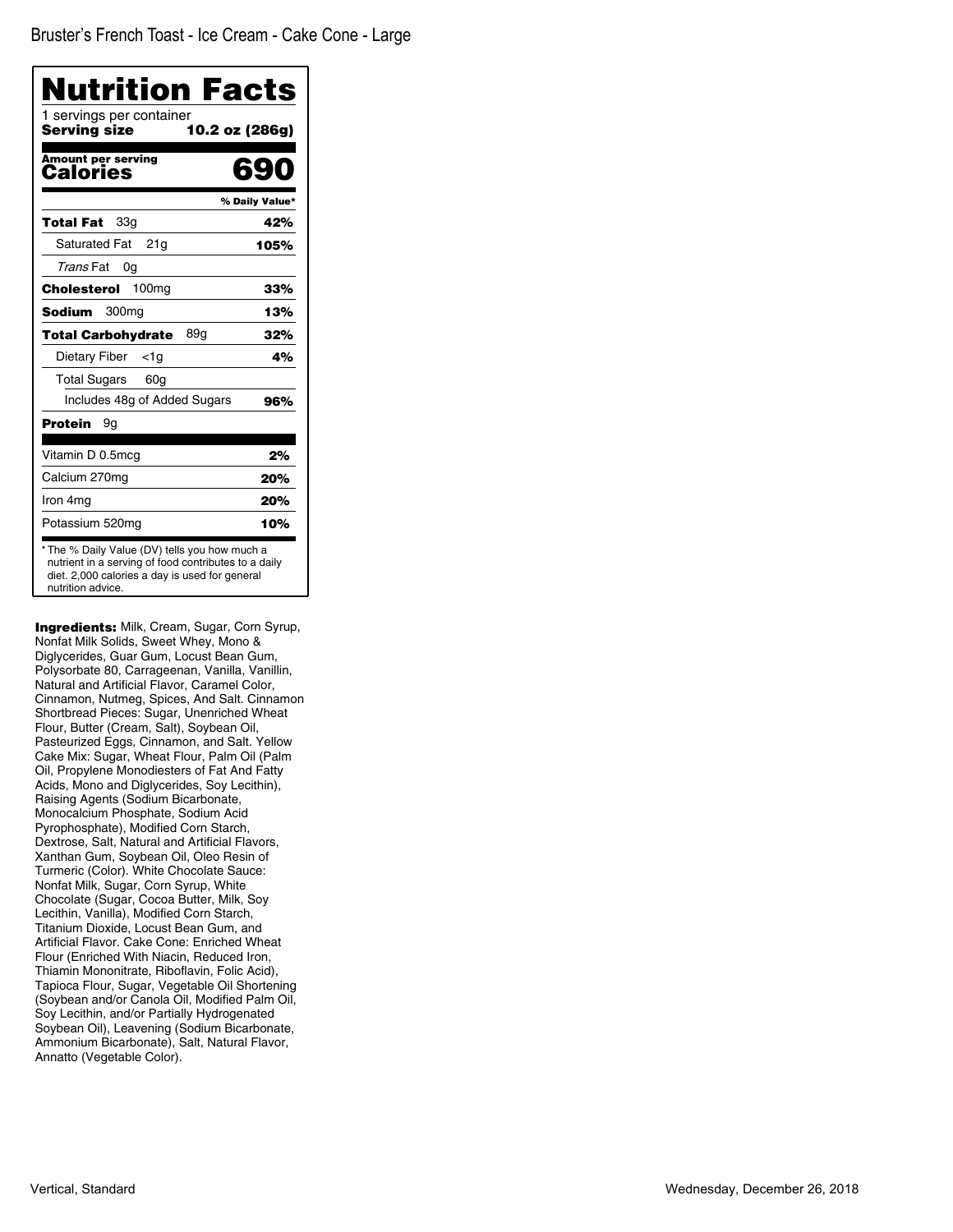Bruster's French Toast - Ice Cream - Cake Cone - Large

# Nutrition Facts

1 servings per container

**Serving size** **10.2 oz (286g)**

**Amount per serving**

**Calories** **690**

| | % Daily Value* |
|---|---|
| **Total Fat** 33g | **42%** |
| Saturated Fat 21g | **105%** |
| *Trans* Fat 0g | |
| **Cholesterol** 100mg | **33%** |
| **Sodium** 300mg | **13%** |
| **Total Carbohydrate** 89g | **32%** |
| Dietary Fiber <1g | **4%** |
| Total Sugars 60g | |
| Includes 48g of Added Sugars | **96%** |
| **Protein** 9g | |
| Vitamin D 0.5mcg | **2%** |
| Calcium 270mg | **20%** |
| Iron 4mg | **20%** |
| Potassium 520mg | **10%** |

* The % Daily Value (DV) tells you how much a nutrient in a serving of food contributes to a daily diet. 2,000 calories a day is used for general nutrition advice.

**Ingredients:** Milk, Cream, Sugar, Corn Syrup, Nonfat Milk Solids, Sweet Whey, Mono & Diglycerides, Guar Gum, Locust Bean Gum, Polysorbate 80, Carrageenan, Vanilla, Vanillin, Natural and Artificial Flavor, Caramel Color, Cinnamon, Nutmeg, Spices, And Salt. Cinnamon Shortbread Pieces: Sugar, Unenriched Wheat Flour, Butter (Cream, Salt), Soybean Oil, Pasteurized Eggs, Cinnamon, and Salt. Yellow Cake Mix: Sugar, Wheat Flour, Palm Oil (Palm Oil, Propylene Monodiesters of Fat And Fatty Acids, Mono and Diglycerides, Soy Lecithin), Raising Agents (Sodium Bicarbonate, Monocalcium Phosphate, Sodium Acid Pyrophosphate), Modified Corn Starch, Dextrose, Salt, Natural and Artificial Flavors, Xanthan Gum, Soybean Oil, Oleo Resin of Turmeric (Color). White Chocolate Sauce: Nonfat Milk, Sugar, Corn Syrup, White Chocolate (Sugar, Cocoa Butter, Milk, Soy Lecithin, Vanilla), Modified Corn Starch, Titanium Dioxide, Locust Bean Gum, and Artificial Flavor. Cake Cone: Enriched Wheat Flour (Enriched With Niacin, Reduced Iron, Thiamin Mononitrate, Riboflavin, Folic Acid), Tapioca Flour, Sugar, Vegetable Oil Shortening (Soybean and/or Canola Oil, Modified Palm Oil, Soy Lecithin, and/or Partially Hydrogenated Soybean Oil), Leavening (Sodium Bicarbonate, Ammonium Bicarbonate), Salt, Natural Flavor, Annatto (Vegetable Color).

Vertical, Standard

Wednesday, December 26, 2018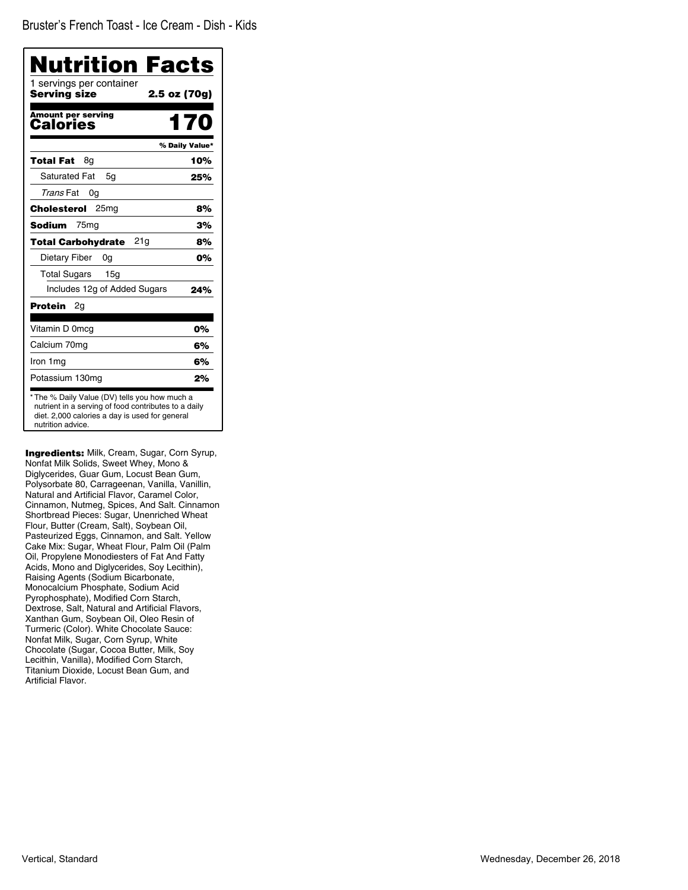Bruster's French Toast - Ice Cream - Dish - Kids

# Nutrition Facts

1 servings per container

**Serving size** **2.5 oz (70g)**

**Amount per serving**
**Calories** **170**

| | % Daily Value* |
|---|---|
| **Total Fat** 8g | **10%** |
| Saturated Fat 5g | **25%** |
| *Trans* Fat 0g | |
| **Cholesterol** 25mg | **8%** |
| **Sodium** 75mg | **3%** |
| **Total Carbohydrate** 21g | **8%** |
| Dietary Fiber 0g | **0%** |
| Total Sugars 15g | |
| Includes 12g of Added Sugars | **24%** |
| **Protein** 2g | |
| Vitamin D 0mcg | **0%** |
| Calcium 70mg | **6%** |
| Iron 1mg | **6%** |
| Potassium 130mg | **2%** |

* The % Daily Value (DV) tells you how much a nutrient in a serving of food contributes to a daily diet. 2,000 calories a day is used for general nutrition advice.

**Ingredients:** Milk, Cream, Sugar, Corn Syrup, Nonfat Milk Solids, Sweet Whey, Mono & Diglycerides, Guar Gum, Locust Bean Gum, Polysorbate 80, Carrageenan, Vanilla, Vanillin, Natural and Artificial Flavor, Caramel Color, Cinnamon, Nutmeg, Spices, And Salt. Cinnamon Shortbread Pieces: Sugar, Unenriched Wheat Flour, Butter (Cream, Salt), Soybean Oil, Pasteurized Eggs, Cinnamon, and Salt. Yellow Cake Mix: Sugar, Wheat Flour, Palm Oil (Palm Oil, Propylene Monodiesters of Fat And Fatty Acids, Mono and Diglycerides, Soy Lecithin), Raising Agents (Sodium Bicarbonate, Monocalcium Phosphate, Sodium Acid Pyrophosphate), Modified Corn Starch, Dextrose, Salt, Natural and Artificial Flavors, Xanthan Gum, Soybean Oil, Oleo Resin of Turmeric (Color). White Chocolate Sauce: Nonfat Milk, Sugar, Corn Syrup, White Chocolate (Sugar, Cocoa Butter, Milk, Soy Lecithin, Vanilla), Modified Corn Starch, Titanium Dioxide, Locust Bean Gum, and Artificial Flavor.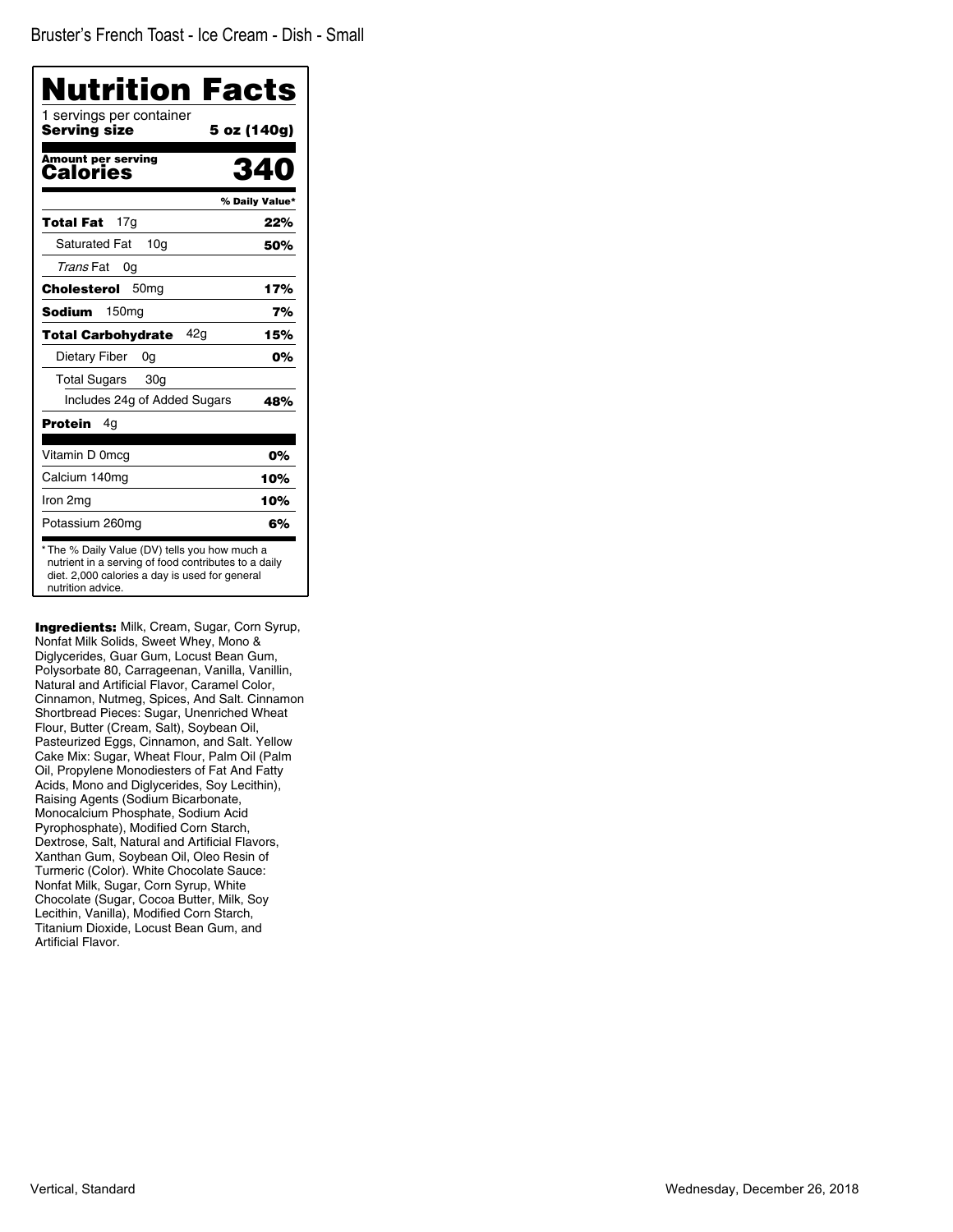Bruster's French Toast - Ice Cream - Dish - Small

# Nutrition Facts

1 servings per container
**Serving size** **5 oz (140g)**

**Amount per serving**
**Calories** **340**

| | % Daily Value* |
|---|---|
| **Total Fat** 17g | **22%** |
| Saturated Fat 10g | **50%** |
| *Trans* Fat 0g | |
| **Cholesterol** 50mg | **17%** |
| **Sodium** 150mg | **7%** |
| **Total Carbohydrate** 42g | **15%** |
| Dietary Fiber 0g | **0%** |
| Total Sugars 30g | |
| Includes 24g of Added Sugars | **48%** |
| **Protein** 4g | |
| Vitamin D 0mcg | **0%** |
| Calcium 140mg | **10%** |
| Iron 2mg | **10%** |
| Potassium 260mg | **6%** |

* The % Daily Value (DV) tells you how much a nutrient in a serving of food contributes to a daily diet. 2,000 calories a day is used for general nutrition advice.

**Ingredients:** Milk, Cream, Sugar, Corn Syrup, Nonfat Milk Solids, Sweet Whey, Mono & Diglycerides, Guar Gum, Locust Bean Gum, Polysorbate 80, Carrageenan, Vanilla, Vanillin, Natural and Artificial Flavor, Caramel Color, Cinnamon, Nutmeg, Spices, And Salt. Cinnamon Shortbread Pieces: Sugar, Unenriched Wheat Flour, Butter (Cream, Salt), Soybean Oil, Pasteurized Eggs, Cinnamon, and Salt. Yellow Cake Mix: Sugar, Wheat Flour, Palm Oil (Palm Oil, Propylene Monodiesters of Fat And Fatty Acids, Mono and Diglycerides, Soy Lecithin), Raising Agents (Sodium Bicarbonate, Monocalcium Phosphate, Sodium Acid Pyrophosphate), Modified Corn Starch, Dextrose, Salt, Natural and Artificial Flavors, Xanthan Gum, Soybean Oil, Oleo Resin of Turmeric (Color). White Chocolate Sauce: Nonfat Milk, Sugar, Corn Syrup, White Chocolate (Sugar, Cocoa Butter, Milk, Soy Lecithin, Vanilla), Modified Corn Starch, Titanium Dioxide, Locust Bean Gum, and Artificial Flavor.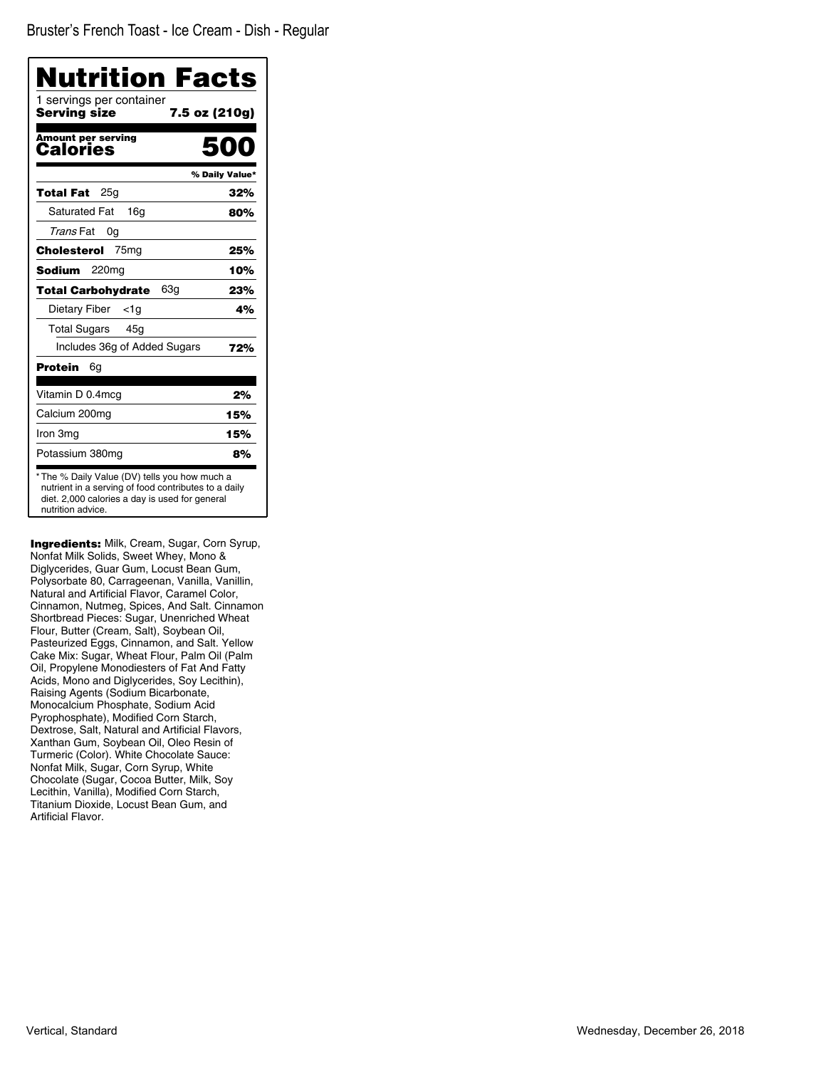# Bruster's French Toast - Ice Cream - Dish - Regular

## Nutrition Facts

1 servings per container

**Serving size** **7.5 oz (210g)**

**Amount per serving**

**Calories** **500**

| | % Daily Value* |
|---|---|
| **Total Fat** 25g | **32%** |
| Saturated Fat 16g | **80%** |
| *Trans* Fat 0g | |
| **Cholesterol** 75mg | **25%** |
| **Sodium** 220mg | **10%** |
| **Total Carbohydrate** 63g | **23%** |
| Dietary Fiber <1g | **4%** |
| Total Sugars 45g | |
| Includes 36g of Added Sugars | **72%** |
| **Protein** 6g | |
| Vitamin D 0.4mcg | **2%** |
| Calcium 200mg | **15%** |
| Iron 3mg | **15%** |
| Potassium 380mg | **8%** |

* The % Daily Value (DV) tells you how much a nutrient in a serving of food contributes to a daily diet. 2,000 calories a day is used for general nutrition advice.

**Ingredients:** Milk, Cream, Sugar, Corn Syrup, Nonfat Milk Solids, Sweet Whey, Mono & Diglycerides, Guar Gum, Locust Bean Gum, Polysorbate 80, Carrageenan, Vanilla, Vanillin, Natural and Artificial Flavor, Caramel Color, Cinnamon, Nutmeg, Spices, And Salt. Cinnamon Shortbread Pieces: Sugar, Unenriched Wheat Flour, Butter (Cream, Salt), Soybean Oil, Pasteurized Eggs, Cinnamon, and Salt. Yellow Cake Mix: Sugar, Wheat Flour, Palm Oil (Palm Oil, Propylene Monodiesters of Fat And Fatty Acids, Mono and Diglycerides, Soy Lecithin), Raising Agents (Sodium Bicarbonate, Monocalcium Phosphate, Sodium Acid Pyrophosphate), Modified Corn Starch, Dextrose, Salt, Natural and Artificial Flavors, Xanthan Gum, Soybean Oil, Oleo Resin of Turmeric (Color). White Chocolate Sauce: Nonfat Milk, Sugar, Corn Syrup, White Chocolate (Sugar, Cocoa Butter, Milk, Soy Lecithin, Vanilla), Modified Corn Starch, Titanium Dioxide, Locust Bean Gum, and Artificial Flavor.

Vertical, Standard

Wednesday, December 26, 2018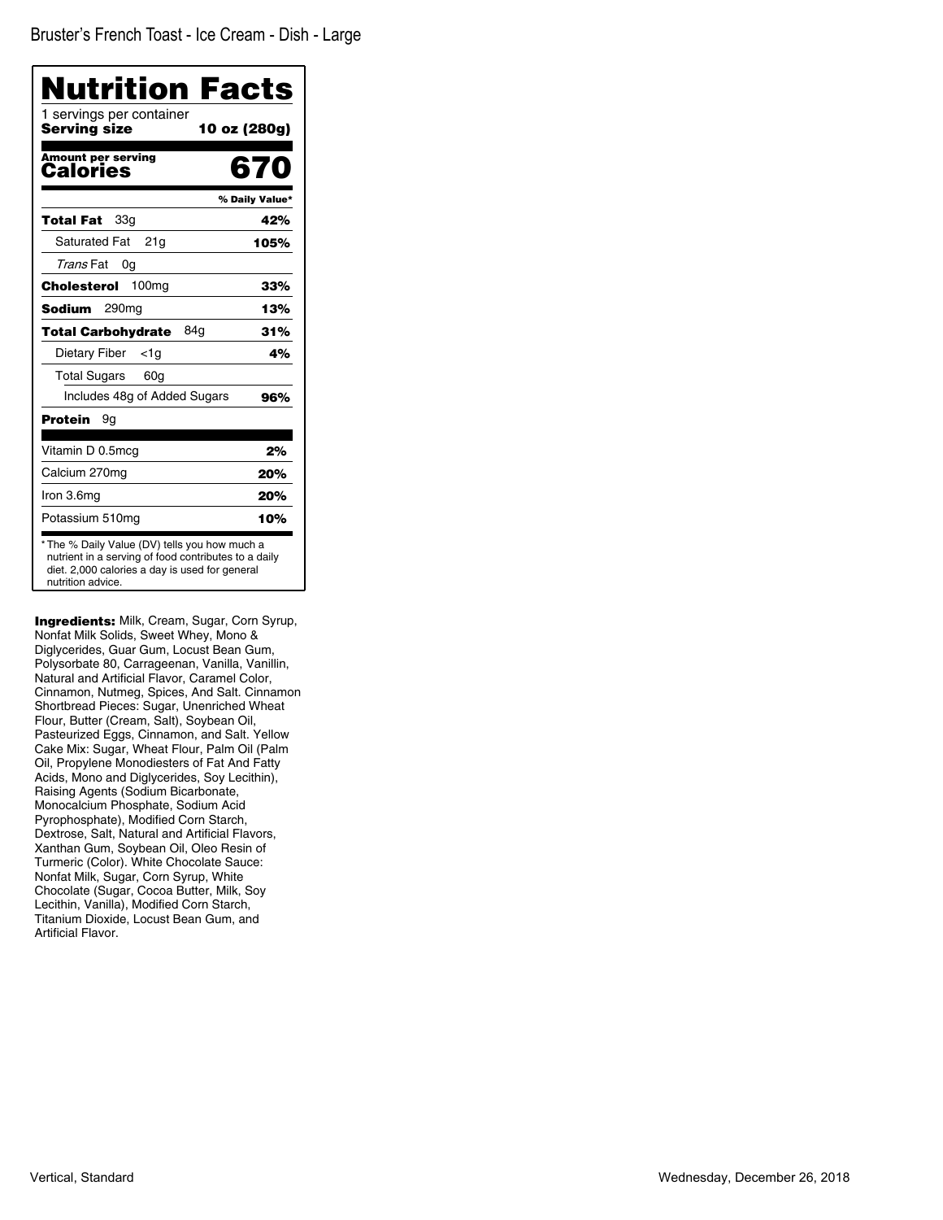Bruster's French Toast - Ice Cream - Dish - Large

# Nutrition Facts

1 servings per container

**Serving size** **10 oz (280g)**

**Amount per serving**

**Calories** **670**

| | % Daily Value* |
|---|---|
| **Total Fat** 33g | **42%** |
| Saturated Fat 21g | **105%** |
| *Trans* Fat 0g | |
| **Cholesterol** 100mg | **33%** |
| **Sodium** 290mg | **13%** |
| **Total Carbohydrate** 84g | **31%** |
| Dietary Fiber <1g | **4%** |
| Total Sugars 60g | |
| Includes 48g of Added Sugars | **96%** |
| **Protein** 9g | |
| Vitamin D 0.5mcg | **2%** |
| Calcium 270mg | **20%** |
| Iron 3.6mg | **20%** |
| Potassium 510mg | **10%** |

* The % Daily Value (DV) tells you how much a nutrient in a serving of food contributes to a daily diet. 2,000 calories a day is used for general nutrition advice.

**Ingredients:** Milk, Cream, Sugar, Corn Syrup, Nonfat Milk Solids, Sweet Whey, Mono & Diglycerides, Guar Gum, Locust Bean Gum, Polysorbate 80, Carrageenan, Vanilla, Vanillin, Natural and Artificial Flavor, Caramel Color, Cinnamon, Nutmeg, Spices, And Salt. Cinnamon Shortbread Pieces: Sugar, Unenriched Wheat Flour, Butter (Cream, Salt), Soybean Oil, Pasteurized Eggs, Cinnamon, and Salt. Yellow Cake Mix: Sugar, Wheat Flour, Palm Oil (Palm Oil, Propylene Monodiesters of Fat And Fatty Acids, Mono and Diglycerides, Soy Lecithin), Raising Agents (Sodium Bicarbonate, Monocalcium Phosphate, Sodium Acid Pyrophosphate), Modified Corn Starch, Dextrose, Salt, Natural and Artificial Flavors, Xanthan Gum, Soybean Oil, Oleo Resin of Turmeric (Color). White Chocolate Sauce: Nonfat Milk, Sugar, Corn Syrup, White Chocolate (Sugar, Cocoa Butter, Milk, Soy Lecithin, Vanilla), Modified Corn Starch, Titanium Dioxide, Locust Bean Gum, and Artificial Flavor.

Vertical, Standard

Wednesday, December 26, 2018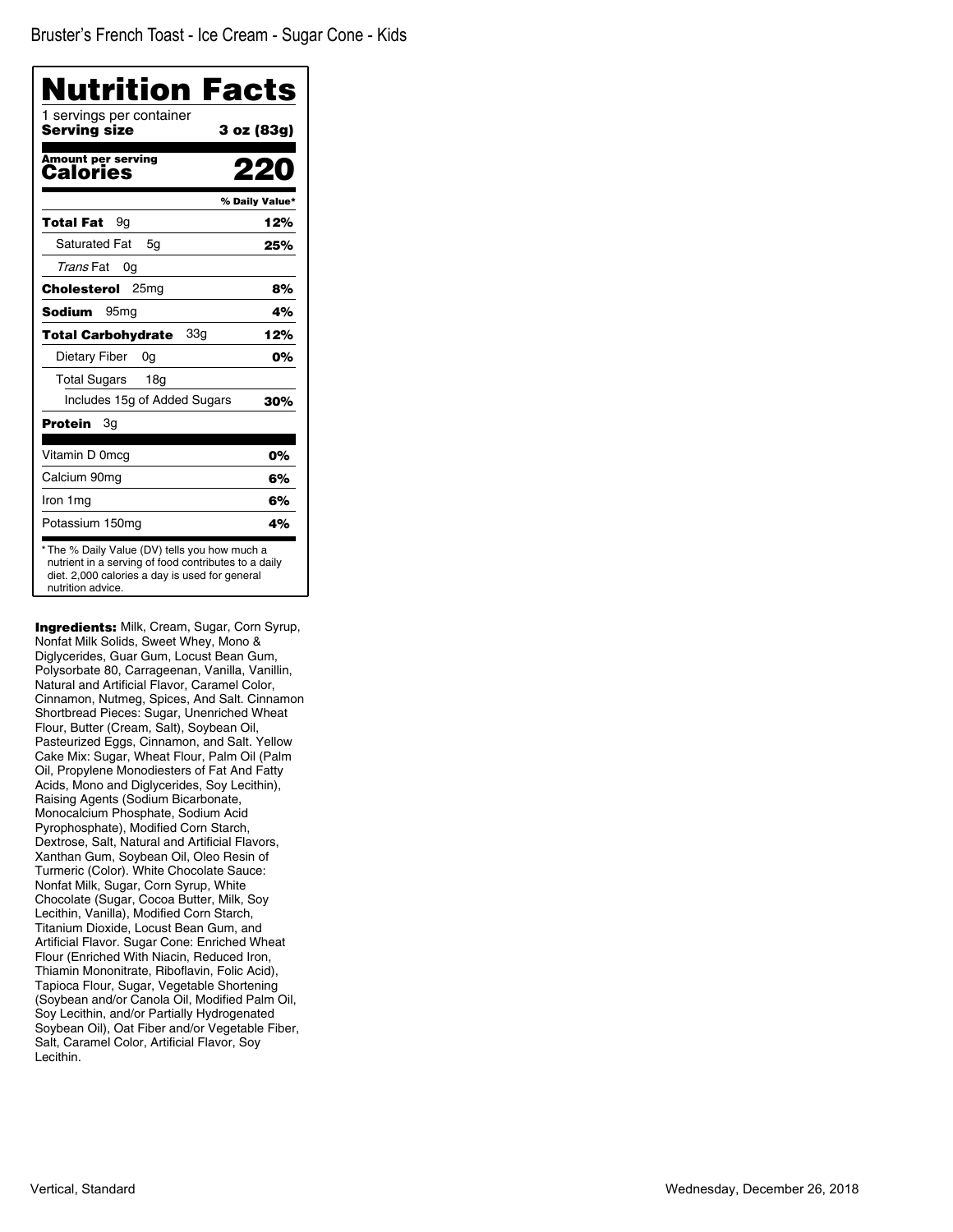Bruster's French Toast - Ice Cream - Sugar Cone - Kids

# Nutrition Facts

1 servings per container

**Serving size** **3 oz (83g)**

**Amount per serving**

**Calories** **220**

| | % Daily Value* |
|---|---|
| **Total Fat** 9g | **12%** |
| Saturated Fat 5g | **25%** |
| *Trans* Fat 0g | |
| **Cholesterol** 25mg | **8%** |
| **Sodium** 95mg | **4%** |
| **Total Carbohydrate** 33g | **12%** |
| Dietary Fiber 0g | **0%** |
| Total Sugars 18g | |
| Includes 15g of Added Sugars | **30%** |
| **Protein** 3g | |
| Vitamin D 0mcg | **0%** |
| Calcium 90mg | **6%** |
| Iron 1mg | **6%** |
| Potassium 150mg | **4%** |

* The % Daily Value (DV) tells you how much a nutrient in a serving of food contributes to a daily diet. 2,000 calories a day is used for general nutrition advice.

**Ingredients:** Milk, Cream, Sugar, Corn Syrup, Nonfat Milk Solids, Sweet Whey, Mono & Diglycerides, Guar Gum, Locust Bean Gum, Polysorbate 80, Carrageenan, Vanilla, Vanillin, Natural and Artificial Flavor, Caramel Color, Cinnamon, Nutmeg, Spices, And Salt. Cinnamon Shortbread Pieces: Sugar, Unenriched Wheat Flour, Butter (Cream, Salt), Soybean Oil, Pasteurized Eggs, Cinnamon, and Salt. Yellow Cake Mix: Sugar, Wheat Flour, Palm Oil (Palm Oil, Propylene Monodiesters of Fat And Fatty Acids, Mono and Diglycerides, Soy Lecithin), Raising Agents (Sodium Bicarbonate, Monocalcium Phosphate, Sodium Acid Pyrophosphate), Modified Corn Starch, Dextrose, Salt, Natural and Artificial Flavors, Xanthan Gum, Soybean Oil, Oleo Resin of Turmeric (Color). White Chocolate Sauce: Nonfat Milk, Sugar, Corn Syrup, White Chocolate (Sugar, Cocoa Butter, Milk, Soy Lecithin, Vanilla), Modified Corn Starch, Titanium Dioxide, Locust Bean Gum, and Artificial Flavor. Sugar Cone: Enriched Wheat Flour (Enriched With Niacin, Reduced Iron, Thiamin Mononitrate, Riboflavin, Folic Acid), Tapioca Flour, Sugar, Vegetable Shortening (Soybean and/or Canola Oil, Modified Palm Oil, Soy Lecithin, and/or Partially Hydrogenated Soybean Oil), Oat Fiber and/or Vegetable Fiber, Salt, Caramel Color, Artificial Flavor, Soy Lecithin.

Vertical, Standard

Wednesday, December 26, 2018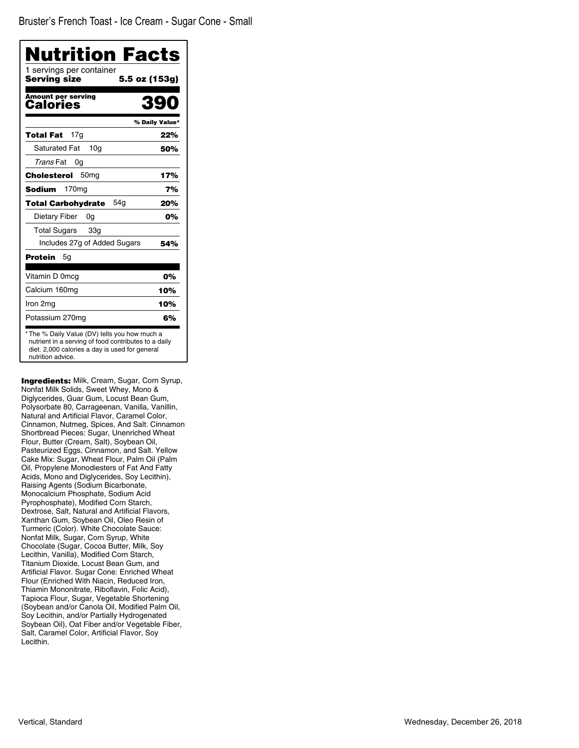Bruster's French Toast - Ice Cream - Sugar Cone - Small

# Nutrition Facts

1 servings per container

**Serving size** **5.5 oz (153g)**

**Amount per serving**

**Calories** **390**

| | % Daily Value* |
|---|---|
| **Total Fat** 17g | **22%** |
| Saturated Fat 10g | **50%** |
| *Trans* Fat 0g | |
| **Cholesterol** 50mg | **17%** |
| **Sodium** 170mg | **7%** |
| **Total Carbohydrate** 54g | **20%** |
| Dietary Fiber 0g | **0%** |
| Total Sugars 33g | |
| Includes 27g of Added Sugars | **54%** |
| **Protein** 5g | |
| Vitamin D 0mcg | **0%** |
| Calcium 160mg | **10%** |
| Iron 2mg | **10%** |
| Potassium 270mg | **6%** |

* The % Daily Value (DV) tells you how much a nutrient in a serving of food contributes to a daily diet. 2,000 calories a day is used for general nutrition advice.

**Ingredients:** Milk, Cream, Sugar, Corn Syrup, Nonfat Milk Solids, Sweet Whey, Mono & Diglycerides, Guar Gum, Locust Bean Gum, Polysorbate 80, Carrageenan, Vanilla, Vanillin, Natural and Artificial Flavor, Caramel Color, Cinnamon, Nutmeg, Spices, And Salt. Cinnamon Shortbread Pieces: Sugar, Unenriched Wheat Flour, Butter (Cream, Salt), Soybean Oil, Pasteurized Eggs, Cinnamon, and Salt. Yellow Cake Mix: Sugar, Wheat Flour, Palm Oil (Palm Oil, Propylene Monodiesters of Fat And Fatty Acids, Mono and Diglycerides, Soy Lecithin), Raising Agents (Sodium Bicarbonate, Monocalcium Phosphate, Sodium Acid Pyrophosphate), Modified Corn Starch, Dextrose, Salt, Natural and Artificial Flavors, Xanthan Gum, Soybean Oil, Oleo Resin of Turmeric (Color). White Chocolate Sauce: Nonfat Milk, Sugar, Corn Syrup, White Chocolate (Sugar, Cocoa Butter, Milk, Soy Lecithin, Vanilla), Modified Corn Starch, Titanium Dioxide, Locust Bean Gum, and Artificial Flavor. Sugar Cone: Enriched Wheat Flour (Enriched With Niacin, Reduced Iron, Thiamin Mononitrate, Riboflavin, Folic Acid), Tapioca Flour, Sugar, Vegetable Shortening (Soybean and/or Canola Oil, Modified Palm Oil, Soy Lecithin, and/or Partially Hydrogenated Soybean Oil), Oat Fiber and/or Vegetable Fiber, Salt, Caramel Color, Artificial Flavor, Soy Lecithin.

Vertical, Standard

Wednesday, December 26, 2018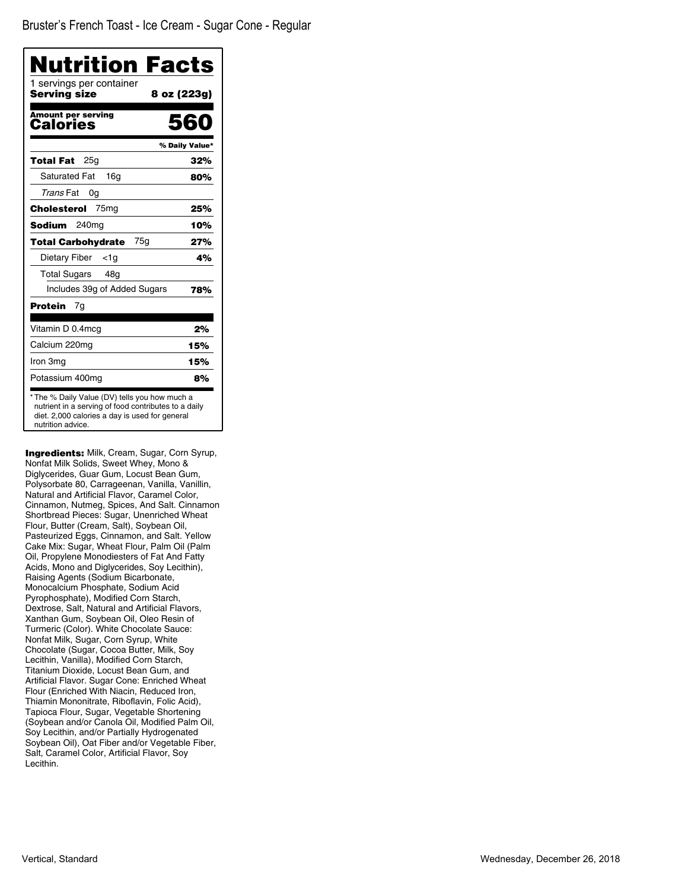Bruster's French Toast - Ice Cream - Sugar Cone - Regular

# Nutrition Facts

1 servings per container
**Serving size** **8 oz (223g)**

**Amount per serving**
**Calories** **560**

| | % Daily Value* |
|---|---|
| **Total Fat** 25g | **32%** |
| Saturated Fat 16g | **80%** |
| *Trans* Fat 0g | |
| **Cholesterol** 75mg | **25%** |
| **Sodium** 240mg | **10%** |
| **Total Carbohydrate** 75g | **27%** |
| Dietary Fiber <1g | **4%** |
| Total Sugars 48g | |
| Includes 39g of Added Sugars | **78%** |
| **Protein** 7g | |
| Vitamin D 0.4mcg | **2%** |
| Calcium 220mg | **15%** |
| Iron 3mg | **15%** |
| Potassium 400mg | **8%** |

* The % Daily Value (DV) tells you how much a nutrient in a serving of food contributes to a daily diet. 2,000 calories a day is used for general nutrition advice.

**Ingredients:** Milk, Cream, Sugar, Corn Syrup, Nonfat Milk Solids, Sweet Whey, Mono & Diglycerides, Guar Gum, Locust Bean Gum, Polysorbate 80, Carrageenan, Vanilla, Vanillin, Natural and Artificial Flavor, Caramel Color, Cinnamon, Nutmeg, Spices, And Salt. Cinnamon Shortbread Pieces: Sugar, Unenriched Wheat Flour, Butter (Cream, Salt), Soybean Oil, Pasteurized Eggs, Cinnamon, and Salt. Yellow Cake Mix: Sugar, Wheat Flour, Palm Oil (Palm Oil, Propylene Monodiesters of Fat And Fatty Acids, Mono and Diglycerides, Soy Lecithin), Raising Agents (Sodium Bicarbonate, Monocalcium Phosphate, Sodium Acid Pyrophosphate), Modified Corn Starch, Dextrose, Salt, Natural and Artificial Flavors, Xanthan Gum, Soybean Oil, Oleo Resin of Turmeric (Color). White Chocolate Sauce: Nonfat Milk, Sugar, Corn Syrup, White Chocolate (Sugar, Cocoa Butter, Milk, Soy Lecithin, Vanilla), Modified Corn Starch, Titanium Dioxide, Locust Bean Gum, and Artificial Flavor. Sugar Cone: Enriched Wheat Flour (Enriched With Niacin, Reduced Iron, Thiamin Mononitrate, Riboflavin, Folic Acid), Tapioca Flour, Sugar, Vegetable Shortening (Soybean and/or Canola Oil, Modified Palm Oil, Soy Lecithin, and/or Partially Hydrogenated Soybean Oil), Oat Fiber and/or Vegetable Fiber, Salt, Caramel Color, Artificial Flavor, Soy Lecithin.

Vertical, Standard

Wednesday, December 26, 2018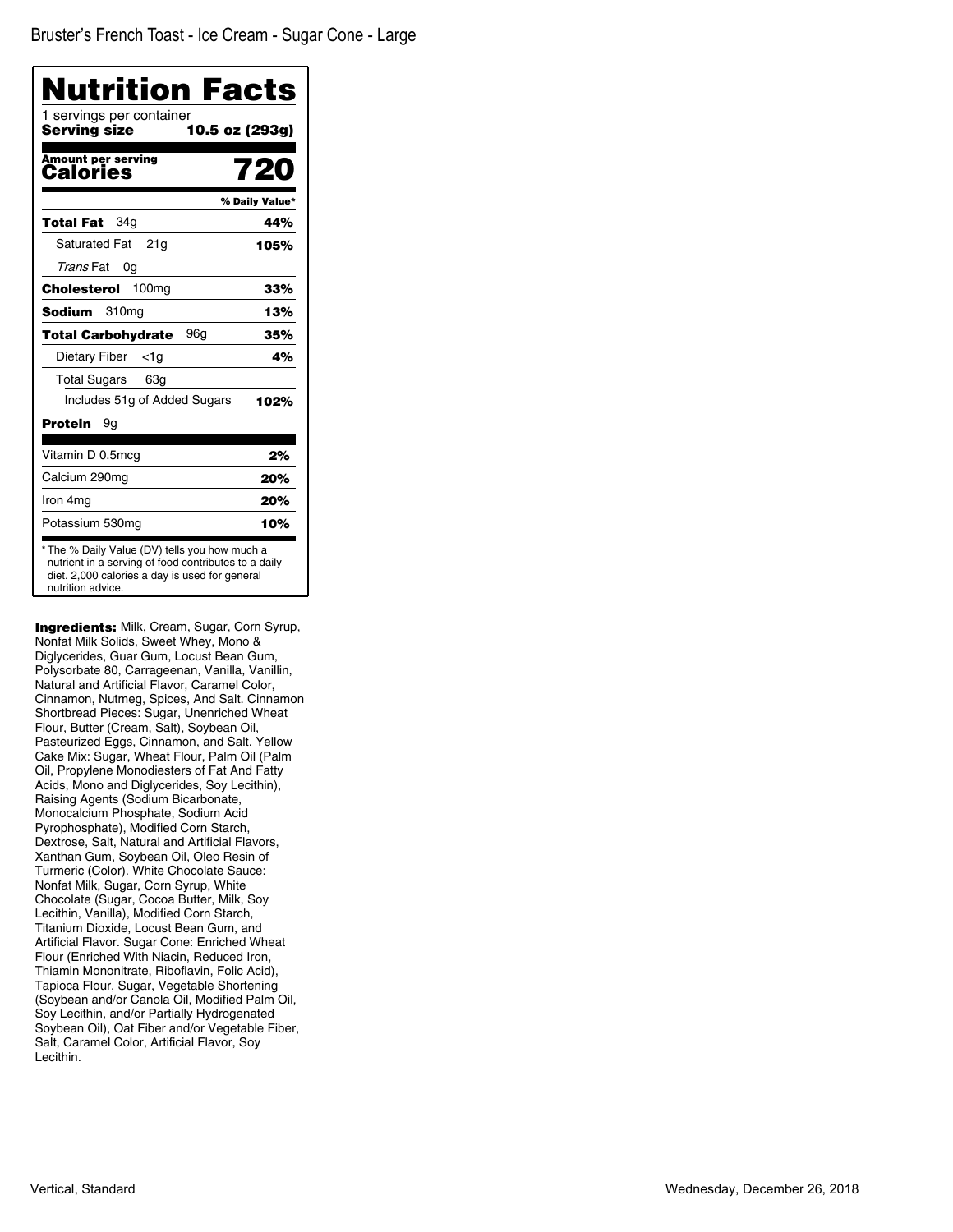# Bruster's French Toast - Ice Cream - Sugar Cone - Large

## Nutrition Facts

1 servings per container

**Serving size** **10.5 oz (293g)**

| **Amount per serving** **Calories** | **720** |
| --- | --- |
| | **% Daily Value*** |
| **Total Fat** 34g | **44%** |
| Saturated Fat 21g | **105%** |
| *Trans* Fat 0g | |
| **Cholesterol** 100mg | **33%** |
| **Sodium** 310mg | **13%** |
| **Total Carbohydrate** 96g | **35%** |
| Dietary Fiber <1g | **4%** |
| Total Sugars 63g | |
| Includes 51g of Added Sugars | **102%** |
| **Protein** 9g | |
| Vitamin D 0.5mcg | **2%** |
| Calcium 290mg | **20%** |
| Iron 4mg | **20%** |
| Potassium 530mg | **10%** |

* The % Daily Value (DV) tells you how much a nutrient in a serving of food contributes to a daily diet. 2,000 calories a day is used for general nutrition advice.

**Ingredients:** Milk, Cream, Sugar, Corn Syrup, Nonfat Milk Solids, Sweet Whey, Mono & Diglycerides, Guar Gum, Locust Bean Gum, Polysorbate 80, Carrageenan, Vanilla, Vanillin, Natural and Artificial Flavor, Caramel Color, Cinnamon, Nutmeg, Spices, And Salt. Cinnamon Shortbread Pieces: Sugar, Unenriched Wheat Flour, Butter (Cream, Salt), Soybean Oil, Pasteurized Eggs, Cinnamon, and Salt. Yellow Cake Mix: Sugar, Wheat Flour, Palm Oil (Palm Oil, Propylene Monodiesters of Fat And Fatty Acids, Mono and Diglycerides, Soy Lecithin), Raising Agents (Sodium Bicarbonate, Monocalcium Phosphate, Sodium Acid Pyrophosphate), Modified Corn Starch, Dextrose, Salt, Natural and Artificial Flavors, Xanthan Gum, Soybean Oil, Oleo Resin of Turmeric (Color). White Chocolate Sauce: Nonfat Milk, Sugar, Corn Syrup, White Chocolate (Sugar, Cocoa Butter, Milk, Soy Lecithin, Vanilla), Modified Corn Starch, Titanium Dioxide, Locust Bean Gum, and Artificial Flavor. Sugar Cone: Enriched Wheat Flour (Enriched With Niacin, Reduced Iron, Thiamin Mononitrate, Riboflavin, Folic Acid), Tapioca Flour, Sugar, Vegetable Shortening (Soybean and/or Canola Oil, Modified Palm Oil, Soy Lecithin, and/or Partially Hydrogenated Soybean Oil), Oat Fiber and/or Vegetable Fiber, Salt, Caramel Color, Artificial Flavor, Soy Lecithin.

Vertical, Standard

Wednesday, December 26, 2018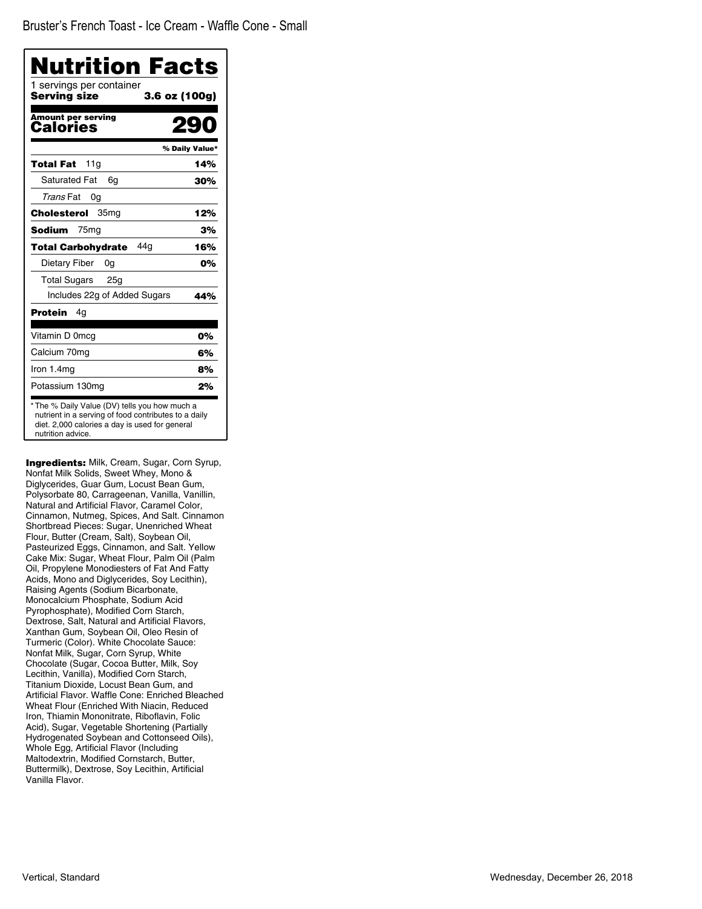# Bruster's French Toast - Ice Cream - Waffle Cone - Small

## Nutrition Facts

1 servings per container
**Serving size** **3.6 oz (100g)**

**Amount per serving**
**Calories** **290**

| | % Daily Value* |
|---|---|
| **Total Fat** 11g | **14%** |
| Saturated Fat 6g | **30%** |
| *Trans* Fat 0g | |
| **Cholesterol** 35mg | **12%** |
| **Sodium** 75mg | **3%** |
| **Total Carbohydrate** 44g | **16%** |
| Dietary Fiber 0g | **0%** |
| Total Sugars 25g | |
| Includes 22g of Added Sugars | **44%** |
| **Protein** 4g | |
| Vitamin D 0mcg | **0%** |
| Calcium 70mg | **6%** |
| Iron 1.4mg | **8%** |
| Potassium 130mg | **2%** |

* The % Daily Value (DV) tells you how much a nutrient in a serving of food contributes to a daily diet. 2,000 calories a day is used for general nutrition advice.

**Ingredients:** Milk, Cream, Sugar, Corn Syrup, Nonfat Milk Solids, Sweet Whey, Mono & Diglycerides, Guar Gum, Locust Bean Gum, Polysorbate 80, Carrageenan, Vanilla, Vanillin, Natural and Artificial Flavor, Caramel Color, Cinnamon, Nutmeg, Spices, And Salt. Cinnamon Shortbread Pieces: Sugar, Unenriched Wheat Flour, Butter (Cream, Salt), Soybean Oil, Pasteurized Eggs, Cinnamon, and Salt. Yellow Cake Mix: Sugar, Wheat Flour, Palm Oil (Palm Oil, Propylene Monodiesters of Fat And Fatty Acids, Mono and Diglycerides, Soy Lecithin), Raising Agents (Sodium Bicarbonate, Monocalcium Phosphate, Sodium Acid Pyrophosphate), Modified Corn Starch, Dextrose, Salt, Natural and Artificial Flavors, Xanthan Gum, Soybean Oil, Oleo Resin of Turmeric (Color). White Chocolate Sauce: Nonfat Milk, Sugar, Corn Syrup, White Chocolate (Sugar, Cocoa Butter, Milk, Soy Lecithin, Vanilla), Modified Corn Starch, Titanium Dioxide, Locust Bean Gum, and Artificial Flavor. Waffle Cone: Enriched Bleached Wheat Flour (Enriched With Niacin, Reduced Iron, Thiamin Mononitrate, Riboflavin, Folic Acid), Sugar, Vegetable Shortening (Partially Hydrogenated Soybean and Cottonseed Oils), Whole Egg, Artificial Flavor (Including Maltodextrin, Modified Cornstarch, Butter, Buttermilk), Dextrose, Soy Lecithin, Artificial Vanilla Flavor.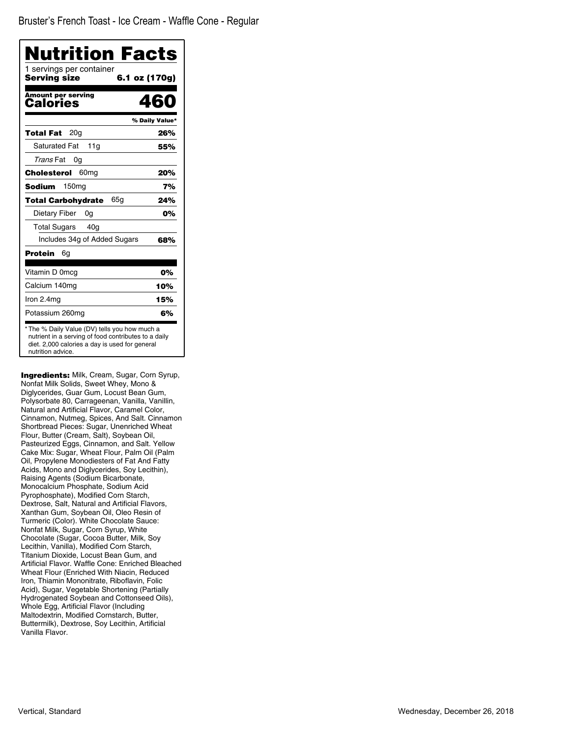Bruster’s French Toast - Ice Cream - Waffle Cone - Regular

# Nutrition Facts

1 servings per container

**Serving size** **6.1 oz (170g)**

**Amount per serving**
**Calories** **460**

| | % Daily Value* |
|---|---|
| **Total Fat** 20g | **26%** |
| Saturated Fat 11g | **55%** |
| *Trans* Fat 0g | |
| **Cholesterol** 60mg | **20%** |
| **Sodium** 150mg | **7%** |
| **Total Carbohydrate** 65g | **24%** |
| Dietary Fiber 0g | **0%** |
| Total Sugars 40g | |
| Includes 34g of Added Sugars | **68%** |
| **Protein** 6g | |
| Vitamin D 0mcg | **0%** |
| Calcium 140mg | **10%** |
| Iron 2.4mg | **15%** |
| Potassium 260mg | **6%** |

* The % Daily Value (DV) tells you how much a nutrient in a serving of food contributes to a daily diet. 2,000 calories a day is used for general nutrition advice.

**Ingredients:** Milk, Cream, Sugar, Corn Syrup, Nonfat Milk Solids, Sweet Whey, Mono & Diglycerides, Guar Gum, Locust Bean Gum, Polysorbate 80, Carrageenan, Vanilla, Vanillin, Natural and Artificial Flavor, Caramel Color, Cinnamon, Nutmeg, Spices, And Salt. Cinnamon Shortbread Pieces: Sugar, Unenriched Wheat Flour, Butter (Cream, Salt), Soybean Oil, Pasteurized Eggs, Cinnamon, and Salt. Yellow Cake Mix: Sugar, Wheat Flour, Palm Oil (Palm Oil, Propylene Monodiesters of Fat And Fatty Acids, Mono and Diglycerides, Soy Lecithin), Raising Agents (Sodium Bicarbonate, Monocalcium Phosphate, Sodium Acid Pyrophosphate), Modified Corn Starch, Dextrose, Salt, Natural and Artificial Flavors, Xanthan Gum, Soybean Oil, Oleo Resin of Turmeric (Color). White Chocolate Sauce: Nonfat Milk, Sugar, Corn Syrup, White Chocolate (Sugar, Cocoa Butter, Milk, Soy Lecithin, Vanilla), Modified Corn Starch, Titanium Dioxide, Locust Bean Gum, and Artificial Flavor. Waffle Cone: Enriched Bleached Wheat Flour (Enriched With Niacin, Reduced Iron, Thiamin Mononitrate, Riboflavin, Folic Acid), Sugar, Vegetable Shortening (Partially Hydrogenated Soybean and Cottonseed Oils), Whole Egg, Artificial Flavor (Including Maltodextrin, Modified Cornstarch, Butter, Buttermilk), Dextrose, Soy Lecithin, Artificial Vanilla Flavor.

Vertical, Standard

Wednesday, December 26, 2018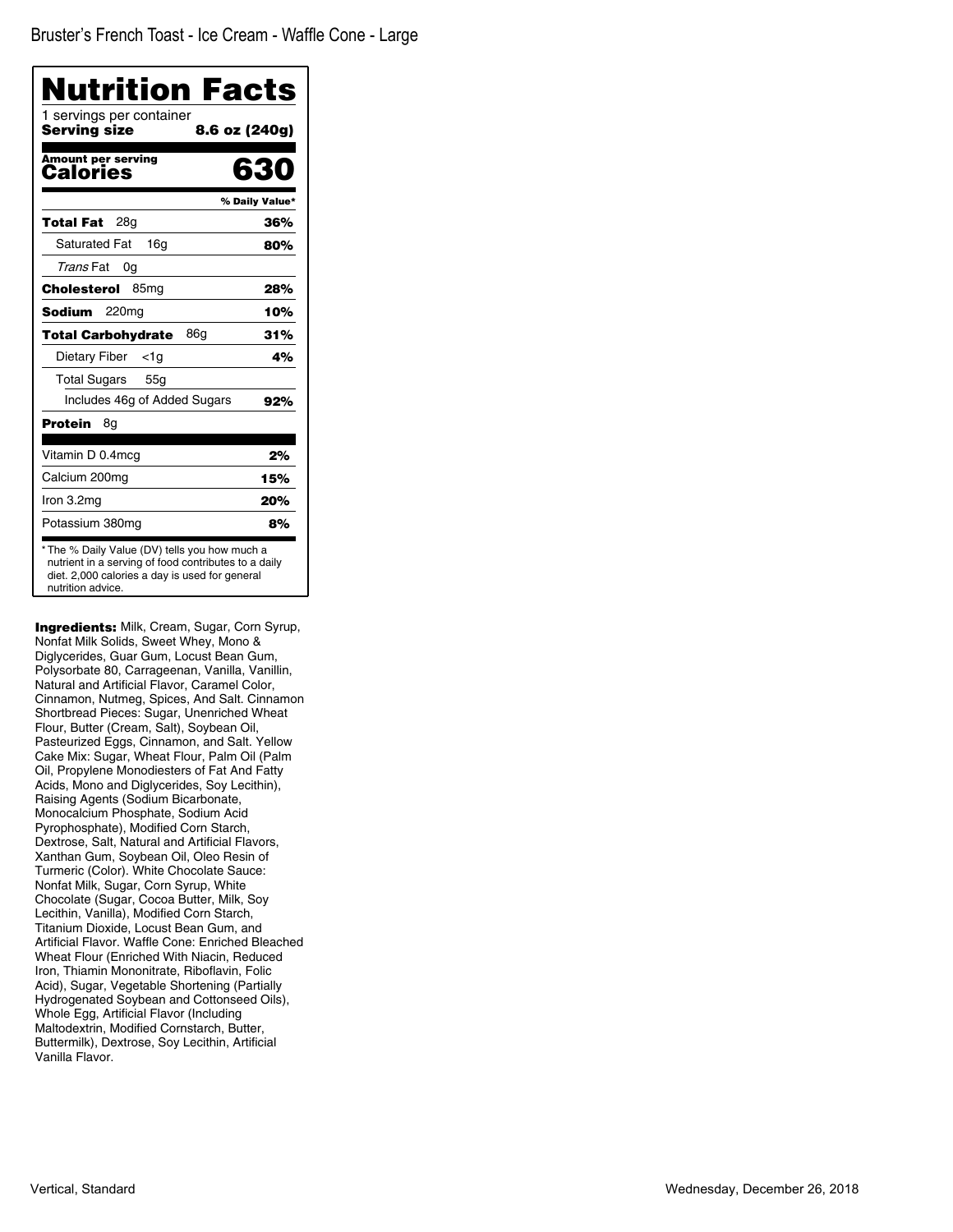Bruster's French Toast - Ice Cream - Waffle Cone - Large

# Nutrition Facts

1 servings per container

**Serving size** **8.6 oz (240g)**

**Amount per serving**
**Calories** **630**

| | % Daily Value* |
|---|---|
| **Total Fat** 28g | **36%** |
| Saturated Fat 16g | **80%** |
| *Trans* Fat 0g | |
| **Cholesterol** 85mg | **28%** |
| **Sodium** 220mg | **10%** |
| **Total Carbohydrate** 86g | **31%** |
| Dietary Fiber <1g | **4%** |
| Total Sugars 55g | |
| Includes 46g of Added Sugars | **92%** |
| **Protein** 8g | |
| Vitamin D 0.4mcg | **2%** |
| Calcium 200mg | **15%** |
| Iron 3.2mg | **20%** |
| Potassium 380mg | **8%** |

* The % Daily Value (DV) tells you how much a nutrient in a serving of food contributes to a daily diet. 2,000 calories a day is used for general nutrition advice.

**Ingredients:** Milk, Cream, Sugar, Corn Syrup, Nonfat Milk Solids, Sweet Whey, Mono & Diglycerides, Guar Gum, Locust Bean Gum, Polysorbate 80, Carrageenan, Vanilla, Vanillin, Natural and Artificial Flavor, Caramel Color, Cinnamon, Nutmeg, Spices, And Salt. Cinnamon Shortbread Pieces: Sugar, Unenriched Wheat Flour, Butter (Cream, Salt), Soybean Oil, Pasteurized Eggs, Cinnamon, and Salt. Yellow Cake Mix: Sugar, Wheat Flour, Palm Oil (Palm Oil, Propylene Monodiesters of Fat And Fatty Acids, Mono and Diglycerides, Soy Lecithin), Raising Agents (Sodium Bicarbonate, Monocalcium Phosphate, Sodium Acid Pyrophosphate), Modified Corn Starch, Dextrose, Salt, Natural and Artificial Flavors, Xanthan Gum, Soybean Oil, Oleo Resin of Turmeric (Color). White Chocolate Sauce: Nonfat Milk, Sugar, Corn Syrup, White Chocolate (Sugar, Cocoa Butter, Milk, Soy Lecithin, Vanilla), Modified Corn Starch, Titanium Dioxide, Locust Bean Gum, and Artificial Flavor. Waffle Cone: Enriched Bleached Wheat Flour (Enriched With Niacin, Reduced Iron, Thiamin Mononitrate, Riboflavin, Folic Acid), Sugar, Vegetable Shortening (Partially Hydrogenated Soybean and Cottonseed Oils), Whole Egg, Artificial Flavor (Including Maltodextrin, Modified Cornstarch, Butter, Buttermilk), Dextrose, Soy Lecithin, Artificial Vanilla Flavor.

Vertical, Standard

Wednesday, December 26, 2018